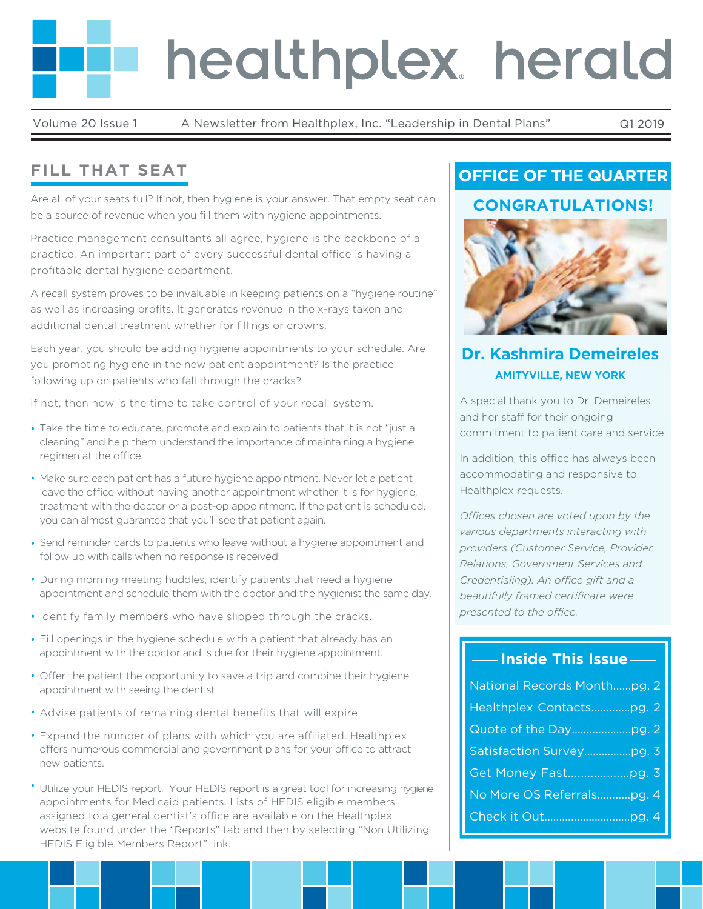# healthplex herald

Volume 20 Issue 1 — A Newsletter from Healthplex, Inc. "Leadership in Dental Plans" — Q1 2019

## FILL THAT SEAT

Are all of your seats full? If not, then hygiene is your answer. That empty seat can be a source of revenue when you fill them with hygiene appointments.

Practice management consultants all agree, hygiene is the backbone of a practice. An important part of every successful dental office is having a profitable dental hygiene department.

A recall system proves to be invaluable in keeping patients on a "hygiene routine" as well as increasing profits. It generates revenue in the x-rays taken and additional dental treatment whether for fillings or crowns.

Each year, you should be adding hygiene appointments to your schedule. Are you promoting hygiene in the new patient appointment? Is the practice following up on patients who fall through the cracks?

If not, then now is the time to take control of your recall system.

- Take the time to educate, promote and explain to patients that it is not "just a cleaning" and help them understand the importance of maintaining a hygiene regimen at the office.
- Make sure each patient has a future hygiene appointment. Never let a patient leave the office without having another appointment whether it is for hygiene, treatment with the doctor or a post-op appointment. If the patient is scheduled, you can almost guarantee that you'll see that patient again.
- Send reminder cards to patients who leave without a hygiene appointment and follow up with calls when no response is received.
- During morning meeting huddles, identify patients that need a hygiene appointment and schedule them with the doctor and the hygienist the same day.
- Identify family members who have slipped through the cracks.
- Fill openings in the hygiene schedule with a patient that already has an appointment with the doctor and is due for their hygiene appointment.
- Offer the patient the opportunity to save a trip and combine their hygiene appointment with seeing the dentist.
- Advise patients of remaining dental benefits that will expire.
- Expand the number of plans with which you are affiliated. Healthplex offers numerous commercial and government plans for your office to attract new patients.
- Utilize your HEDIS report. Your HEDIS report is a great tool for increasing hygiene appointments for Medicaid patients. Lists of HEDIS eligible members assigned to a general dentist's office are available on the Healthplex website found under the "Reports" tab and then by selecting "Non Utilizing HEDIS Eligible Members Report" link.

## OFFICE OF THE QUARTER

### CONGRATULATIONS!

### Dr. Kashmira Demeireles

**AMITYVILLE, NEW YORK**

A special thank you to Dr. Demeireles and her staff for their ongoing commitment to patient care and service.

In addition, this office has always been accommodating and responsive to Healthplex requests.

*Offices chosen are voted upon by the various departments interacting with providers (Customer Service, Provider Relations, Government Services and Credentialing). An office gift and a beautifully framed certificate were presented to the office.*

### Inside This Issue

- National Records Month......pg. 2
- Healthplex Contacts.............pg. 2
- Quote of the Day....................pg. 2
- Satisfaction Survey................pg. 3
- Get Money Fast...................pg. 3
- No More OS Referrals...........pg. 4
- Check it Out............................pg. 4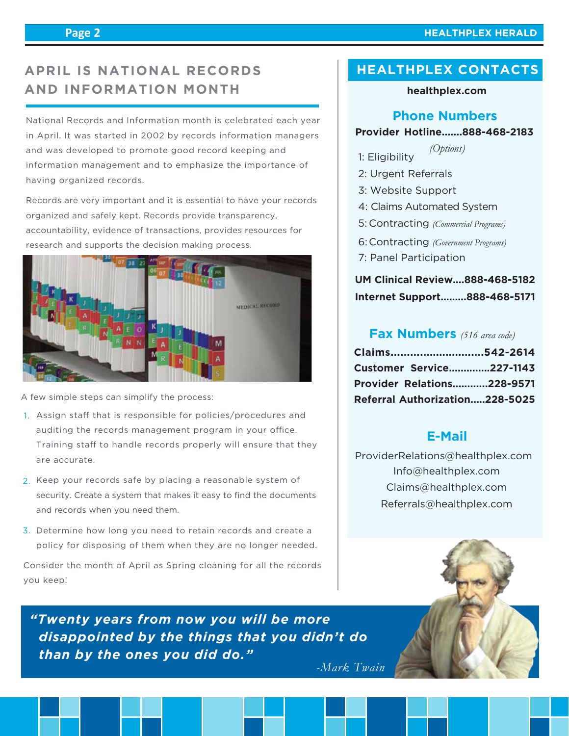## APRIL IS NATIONAL RECORDS AND INFORMATION MONTH

National Records and Information month is celebrated each year in April. It was started in 2002 by records information managers and was developed to promote good record keeping and information management and to emphasize the importance of having organized records.

Records are very important and it is essential to have your records organized and safely kept. Records provide transparency, accountability, evidence of transactions, provides resources for research and supports the decision making process.

A few simple steps can simplify the process:

1. Assign staff that is responsible for policies/procedures and auditing the records management program in your office. Training staff to handle records properly will ensure that they are accurate.
2. Keep your records safe by placing a reasonable system of security. Create a system that makes it easy to find the documents and records when you need them.
3. Determine how long you need to retain records and create a policy for disposing of them when they are no longer needed.

Consider the month of April as Spring cleaning for all the records you keep!

## HEALTHPLEX CONTACTS

**healthplex.com**

### Phone Numbers

**Provider Hotline.......888-468-2183**

*(Options)*

1: Eligibility
2: Urgent Referrals
3: Website Support
4: Claims Automated System
5: Contracting *(Commercial Programs)*
6: Contracting *(Government Programs)*
7: Panel Participation

**UM Clinical Review....888-468-5182**

**Internet Support.........888-468-5171**

### Fax Numbers *(516 area code)*

**Claims............................542-2614**

**Customer Service..............227-1143**

**Provider Relations............228-9571**

**Referral Authorization.....228-5025**

### E-Mail

ProviderRelations@healthplex.com

Info@healthplex.com

Claims@healthplex.com

Referrals@healthplex.com

***"Twenty years from now you will be more disappointed by the things that you didn't do than by the ones you did do."***

*-Mark Twain*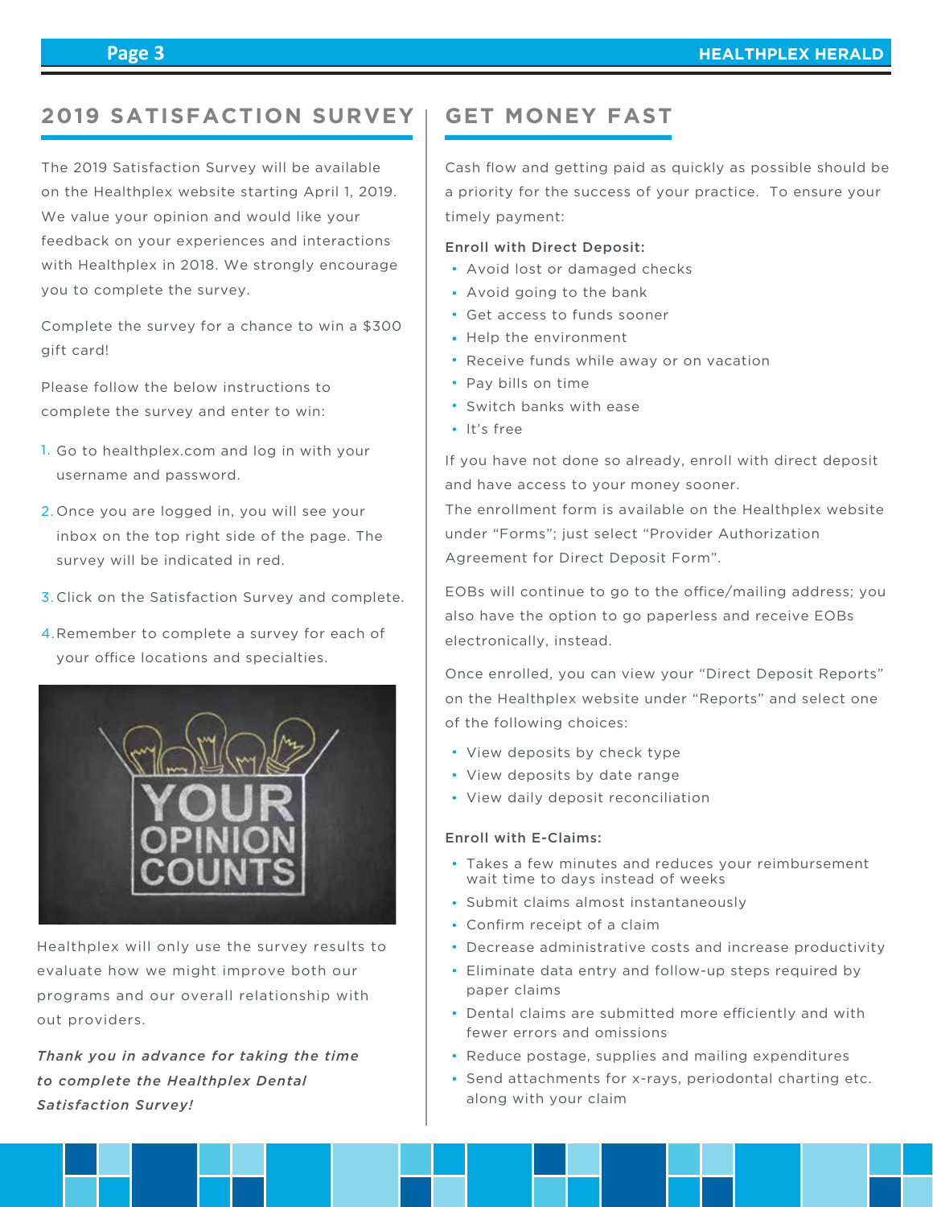## 2019 SATISFACTION SURVEY

The 2019 Satisfaction Survey will be available on the Healthplex website starting April 1, 2019. We value your opinion and would like your feedback on your experiences and interactions with Healthplex in 2018. We strongly encourage you to complete the survey.

Complete the survey for a chance to win a $300 gift card!

Please follow the below instructions to complete the survey and enter to win:

1. Go to healthplex.com and log in with your username and password.
2. Once you are logged in, you will see your inbox on the top right side of the page. The survey will be indicated in red.
3. Click on the Satisfaction Survey and complete.
4. Remember to complete a survey for each of your office locations and specialties.

Healthplex will only use the survey results to evaluate how we might improve both our programs and our overall relationship with out providers.

***Thank you in advance for taking the time to complete the Healthplex Dental Satisfaction Survey!***

## GET MONEY FAST

Cash flow and getting paid as quickly as possible should be a priority for the success of your practice. To ensure your timely payment:

**Enroll with Direct Deposit:**

- Avoid lost or damaged checks
- Avoid going to the bank
- Get access to funds sooner
- Help the environment
- Receive funds while away or on vacation
- Pay bills on time
- Switch banks with ease
- It's free

If you have not done so already, enroll with direct deposit and have access to your money sooner.
The enrollment form is available on the Healthplex website under "Forms"; just select "Provider Authorization Agreement for Direct Deposit Form".

EOBs will continue to go to the office/mailing address; you also have the option to go paperless and receive EOBs electronically, instead.

Once enrolled, you can view your "Direct Deposit Reports" on the Healthplex website under "Reports" and select one of the following choices:

- View deposits by check type
- View deposits by date range
- View daily deposit reconciliation

**Enroll with E-Claims:**

- Takes a few minutes and reduces your reimbursement wait time to days instead of weeks
- Submit claims almost instantaneously
- Confirm receipt of a claim
- Decrease administrative costs and increase productivity
- Eliminate data entry and follow-up steps required by paper claims
- Dental claims are submitted more efficiently and with fewer errors and omissions
- Reduce postage, supplies and mailing expenditures
- Send attachments for x-rays, periodontal charting etc. along with your claim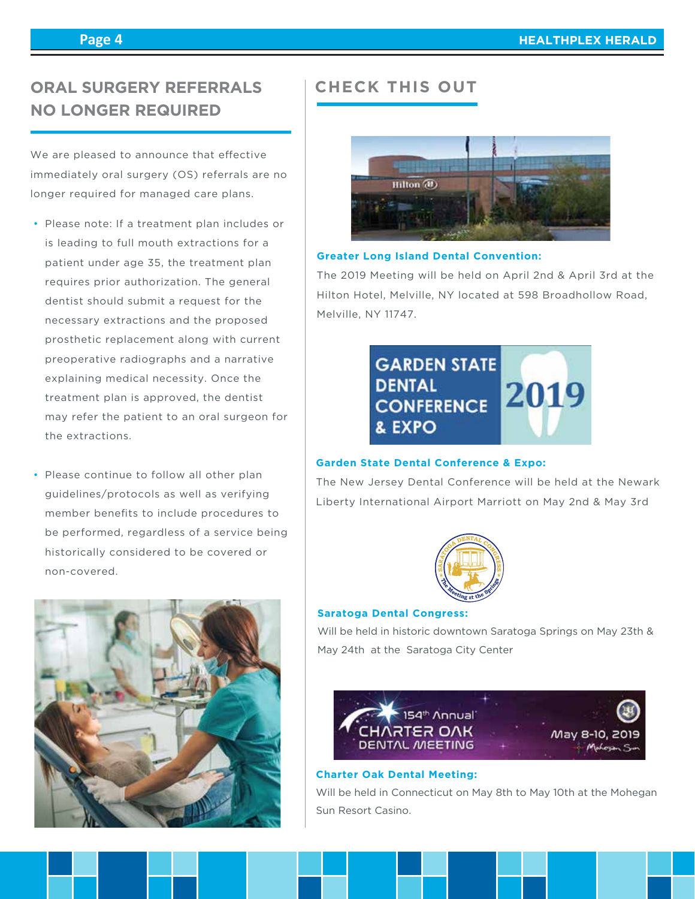## ORAL SURGERY REFERRALS NO LONGER REQUIRED

We are pleased to announce that effective immediately oral surgery (OS) referrals are no longer required for managed care plans.

- Please note: If a treatment plan includes or is leading to full mouth extractions for a patient under age 35, the treatment plan requires prior authorization. The general dentist should submit a request for the necessary extractions and the proposed prosthetic replacement along with current preoperative radiographs and a narrative explaining medical necessity. Once the treatment plan is approved, the dentist may refer the patient to an oral surgeon for the extractions.

- Please continue to follow all other plan guidelines/protocols as well as verifying member benefits to include procedures to be performed, regardless of a service being historically considered to be covered or non-covered.

## CHECK THIS OUT

**Greater Long Island Dental Convention:**

The 2019 Meeting will be held on April 2nd & April 3rd at the Hilton Hotel, Melville, NY located at 598 Broadhollow Road, Melville, NY 11747.

**Garden State Dental Conference & Expo:**

The New Jersey Dental Conference will be held at the Newark Liberty International Airport Marriott on May 2nd & May 3rd

**Saratoga Dental Congress:**

Will be held in historic downtown Saratoga Springs on May 23th & May 24th at the Saratoga City Center

**Charter Oak Dental Meeting:**

Will be held in Connecticut on May 8th to May 10th at the Mohegan Sun Resort Casino.